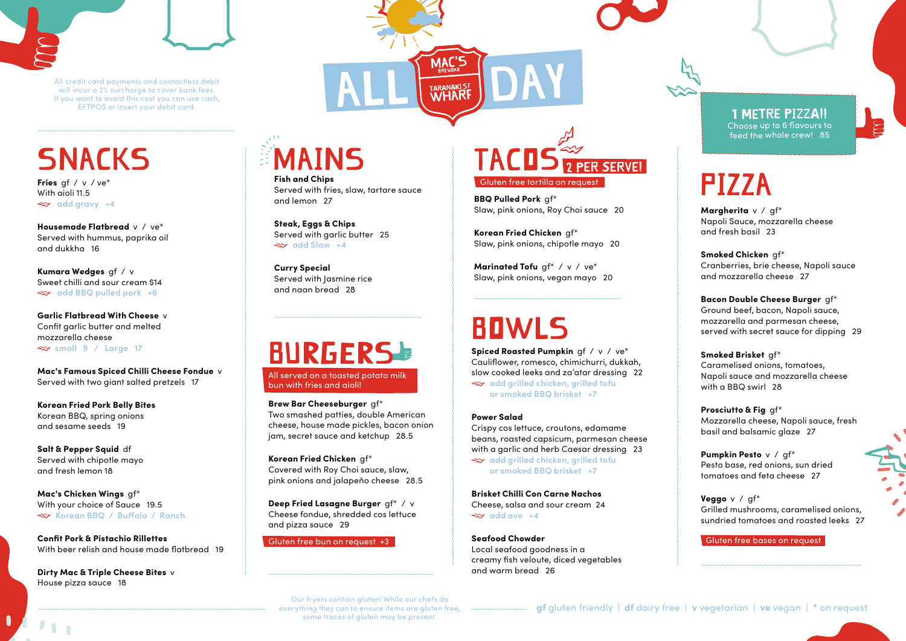All credit card payments and contactless debit will incur a 2% surcharge to cover bank fees. If you want to avoid this cost you can use cash, EFTPOS or insert your debit card.

# ALL DAY

MAC'S BREWBAR TARANAKI ST WHARF

## SNACKS

**Fries** gf / v / ve*
With aioli 11.5
add gravy +4

**Housemade Flatbread** v / ve*
Served with hummus, paprika oil and dukkha 16

**Kumara Wedges** gf / v
Sweet chilli and sour cream $14
add BBQ pulled pork +6

**Garlic Flatbread With Cheese** v
Confit garlic butter and melted mozzarella cheese
small 9 / Large 17

**Mac's Famous Spiced Chilli Cheese Fondue** v
Served with two giant salted pretzels 17

**Korean Fried Pork Belly Bites**
Korean BBQ, spring onions and sesame seeds 19

**Salt & Pepper Squid** df
Served with chipotle mayo and fresh lemon 18

**Mac's Chicken Wings** gf*
With your choice of Sauce 19.5
Korean BBQ / Buffalo / Ranch

**Confit Pork & Pistachio Rillettes**
With beer relish and house made flatbread 19

**Dirty Mac & Triple Cheese Bites** v
House pizza sauce 18

## MAINS

**Fish and Chips**
Served with fries, slaw, tartare sauce and lemon 27

**Steak, Eggs & Chips**
Served with garlic butter 25
add Slaw +4

**Curry Special**
Served with Jasmine rice and naan bread 28

## BURGERS

All served on a toasted potato milk bun with fries and aioli!

**Brew Bar Cheeseburger** gf*
Two smashed patties, double American cheese, house made pickles, bacon onion jam, secret sauce and ketchup 28.5

**Korean Fried Chicken** gf*
Covered with Roy Choi sauce, slaw, pink onions and jalapeño cheese 28.5

**Deep Fried Lasagne Burger** gf* / v
Cheese fondue, shredded cos lettuce and pizza sauce 29

Gluten free bun on request +3

Our fryers contain gluten! While our chefs do everything they can to ensure items are gluten free, some traces of gluten may be present.

## TACOS 2 PER SERVE!

Gluten free tortilla on request

**BBQ Pulled Pork** gf*
Slaw, pink onions, Roy Choi sauce 20

**Korean Fried Chicken** gf*
Slaw, pink onions, chipotle mayo 20

**Marinated Tofu** gf* / v / ve*
Slaw, pink onions, vegan mayo 20

## BOWLS

**Spiced Roasted Pumpkin** gf / v / ve*
Cauliflower, romesco, chimichurri, dukkah, slow cooked leeks and za'atar dressing 22
add grilled chicken, grilled tofu or smoked BBQ brisket +7

**Power Salad**
Crispy cos lettuce, croutons, edamame beans, roasted capsicum, parmesan cheese with a garlic and herb Caesar dressing 23
add grilled chicken, grilled tofu or smoked BBQ brisket +7

**Brisket Chilli Con Carne Nachos**
Cheese, salsa and sour cream 24
add avo +4

**Seafood Chowder**
Local seafood goodness in a creamy fish veloute, diced vegetables and warm bread 26

## 1 METRE PIZZA!!

Choose up to 6 flavours to feed the whole crew! 85

## PIZZA

**Margherita** v / gf*
Napoli Sauce, mozzarella cheese and fresh basil 23

**Smoked Chicken** gf*
Cranberries, brie cheese, Napoli sauce and mozzarella cheese 27

**Bacon Double Cheese Burger** gf*
Ground beef, bacon, Napoli sauce, mozzarella and parmesan cheese, served with secret sauce for dipping 29

**Smoked Brisket** gf*
Caramelised onions, tomatoes, Napoli sauce and mozzarella cheese with a BBQ swirl 28

**Prosciutto & Fig** gf*
Mozzarella cheese, Napoli sauce, fresh basil and balsamic glaze 27

**Pumpkin Pesto** v / gf*
Pesto base, red onions, sun dried tomatoes and feta cheese 27

**Veggo** v / gf*
Grilled mushrooms, caramelised onions, sundried tomatoes and roasted leeks 27

Gluten free bases on request

gf gluten friendly | df dairy free | v vegetarian | ve vegan | * on request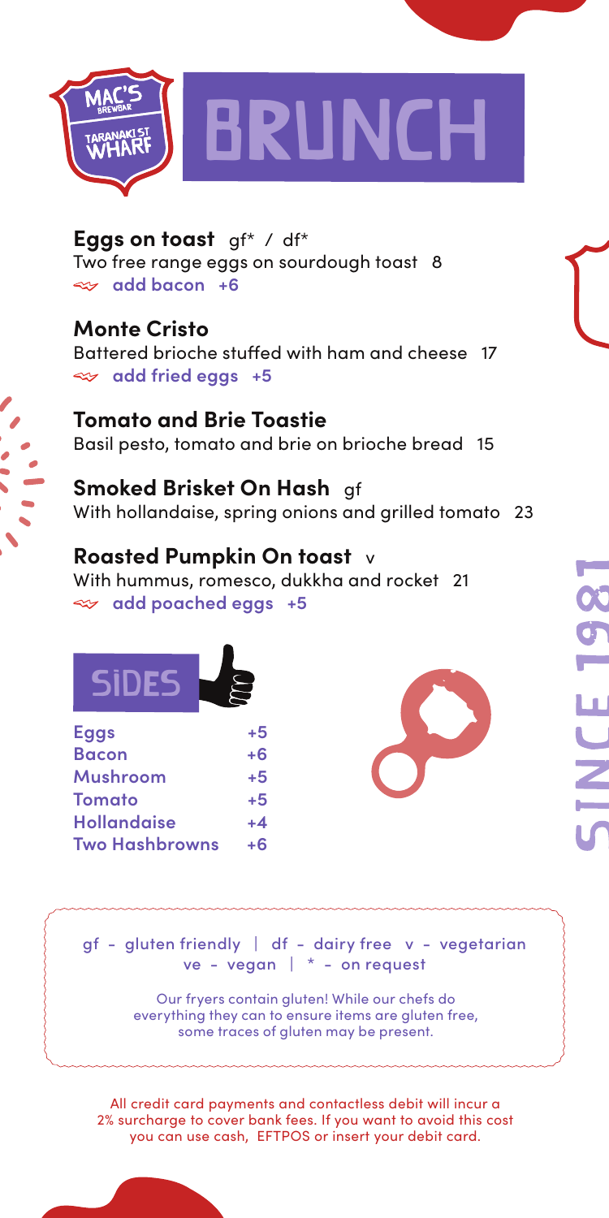# BRUNCH

MAC'S BREWBAR TARANAKI ST WHARF

**Eggs on toast** gf* / df*
Two free range eggs on sourdough toast 8
**add bacon +6**

**Monte Cristo**
Battered brioche stuffed with ham and cheese 17
**add fried eggs +5**

**Tomato and Brie Toastie**
Basil pesto, tomato and brie on brioche bread 15

**Smoked Brisket On Hash** gf
With hollandaise, spring onions and grilled tomato 23

**Roasted Pumpkin On toast** v
With hummus, romesco, dukkha and rocket 21
**add poached eggs +5**

## SIDES

| | |
|---|---|
| **Eggs** | **+5** |
| **Bacon** | **+6** |
| **Mushroom** | **+5** |
| **Tomato** | **+5** |
| **Hollandaise** | **+4** |
| **Two Hashbrowns** | **+6** |

SINCE 1981

gf - gluten friendly | df - dairy free v - vegetarian
ve - vegan | * - on request

Our fryers contain gluten! While our chefs do everything they can to ensure items are gluten free, some traces of gluten may be present.

All credit card payments and contactless debit will incur a 2% surcharge to cover bank fees. If you want to avoid this cost you can use cash, EFTPOS or insert your debit card.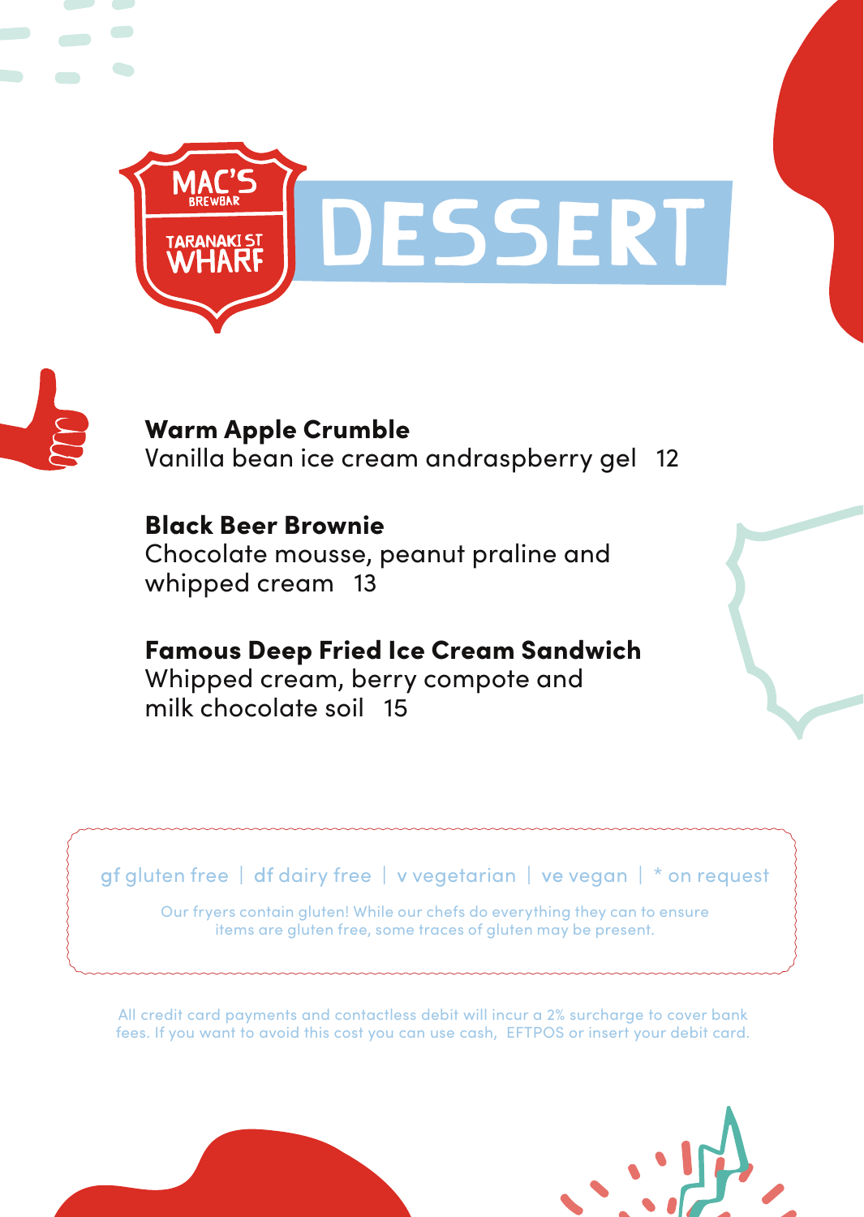MAC'S BREWBAR TARANAKI ST WHARF

# DESSERT

**Warm Apple Crumble**
Vanilla bean ice cream andraspberry gel 12

**Black Beer Brownie**
Chocolate mousse, peanut praline and whipped cream 13

**Famous Deep Fried Ice Cream Sandwich**
Whipped cream, berry compote and milk chocolate soil 15

gf gluten free | df dairy free | v vegetarian | ve vegan | * on request

Our fryers contain gluten! While our chefs do everything they can to ensure items are gluten free, some traces of gluten may be present.

All credit card payments and contactless debit will incur a 2% surcharge to cover bank fees. If you want to avoid this cost you can use cash, EFTPOS or insert your debit card.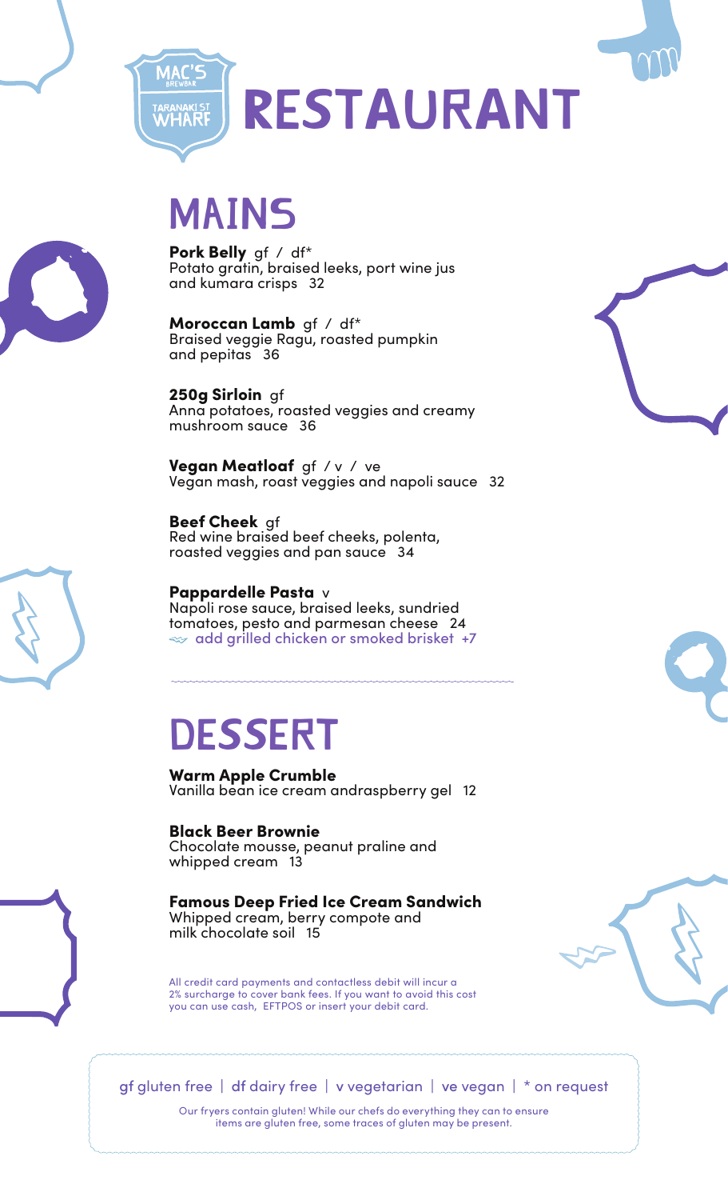MAC'S BREWBAR TARANAKI ST WHARF

# RESTAURANT

## MAINS

**Pork Belly** gf / df*
Potato gratin, braised leeks, port wine jus and kumara crisps 32

**Moroccan Lamb** gf / df*
Braised veggie Ragu, roasted pumpkin and pepitas 36

**250g Sirloin** gf
Anna potatoes, roasted veggies and creamy mushroom sauce 36

**Vegan Meatloaf** gf / v / ve
Vegan mash, roast veggies and napoli sauce 32

**Beef Cheek** gf
Red wine braised beef cheeks, polenta, roasted veggies and pan sauce 34

**Pappardelle Pasta** v
Napoli rose sauce, braised leeks, sundried tomatoes, pesto and parmesan cheese 24
add grilled chicken or smoked brisket +7

## DESSERT

**Warm Apple Crumble**
Vanilla bean ice cream andraspberry gel 12

**Black Beer Brownie**
Chocolate mousse, peanut praline and whipped cream 13

**Famous Deep Fried Ice Cream Sandwich**
Whipped cream, berry compote and milk chocolate soil 15

All credit card payments and contactless debit will incur a 2% surcharge to cover bank fees. If you want to avoid this cost you can use cash, EFTPOS or insert your debit card.

gf gluten free | df dairy free | v vegetarian | ve vegan | * on request

Our fryers contain gluten! While our chefs do everything they can to ensure items are gluten free, some traces of gluten may be present.